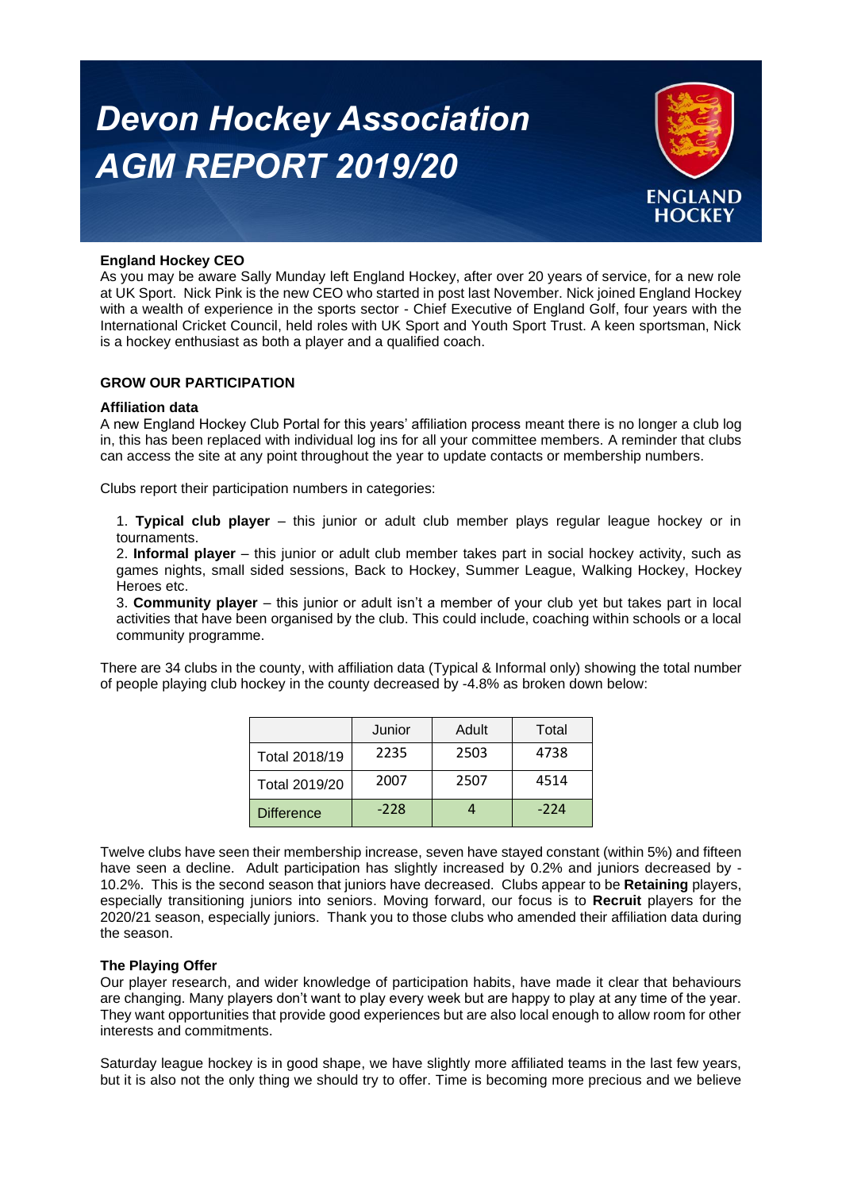# Devon Hockey Association AGM REPORT 2019/20

ENGLAND HOCKEY

**England Hockey CEO**

As you may be aware Sally Munday left England Hockey, after over 20 years of service, for a new role at UK Sport. Nick Pink is the new CEO who started in post last November. Nick joined England Hockey with a wealth of experience in the sports sector - Chief Executive of England Golf, four years with the International Cricket Council, held roles with UK Sport and Youth Sport Trust. A keen sportsman, Nick is a hockey enthusiast as both a player and a qualified coach.

## GROW OUR PARTICIPATION

**Affiliation data**

A new England Hockey Club Portal for this years' affiliation process meant there is no longer a club log in, this has been replaced with individual log ins for all your committee members. A reminder that clubs can access the site at any point throughout the year to update contacts or membership numbers.

Clubs report their participation numbers in categories:

1. **Typical club player** – this junior or adult club member plays regular league hockey or in tournaments.
2. **Informal player** – this junior or adult club member takes part in social hockey activity, such as games nights, small sided sessions, Back to Hockey, Summer League, Walking Hockey, Hockey Heroes etc.
3. **Community player** – this junior or adult isn't a member of your club yet but takes part in local activities that have been organised by the club. This could include, coaching within schools or a local community programme.

There are 34 clubs in the county, with affiliation data (Typical & Informal only) showing the total number of people playing club hockey in the county decreased by -4.8% as broken down below:

| | Junior | Adult | Total |
|---|---|---|---|
| Total 2018/19 | 2235 | 2503 | 4738 |
| Total 2019/20 | 2007 | 2507 | 4514 |
| Difference | -228 | 4 | -224 |

Twelve clubs have seen their membership increase, seven have stayed constant (within 5%) and fifteen have seen a decline. Adult participation has slightly increased by 0.2% and juniors decreased by -10.2%. This is the second season that juniors have decreased. Clubs appear to be **Retaining** players, especially transitioning juniors into seniors. Moving forward, our focus is to **Recruit** players for the 2020/21 season, especially juniors. Thank you to those clubs who amended their affiliation data during the season.

**The Playing Offer**

Our player research, and wider knowledge of participation habits, have made it clear that behaviours are changing. Many players don't want to play every week but are happy to play at any time of the year. They want opportunities that provide good experiences but are also local enough to allow room for other interests and commitments.

Saturday league hockey is in good shape, we have slightly more affiliated teams in the last few years, but it is also not the only thing we should try to offer. Time is becoming more precious and we believe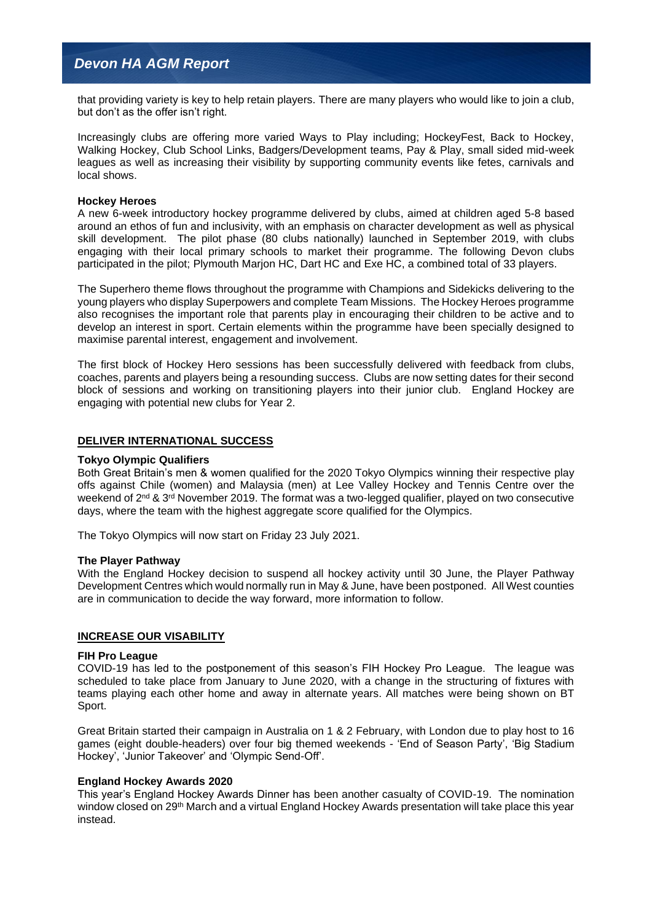that providing variety is key to help retain players. There are many players who would like to join a club, but don't as the offer isn't right.

Increasingly clubs are offering more varied Ways to Play including; HockeyFest, Back to Hockey, Walking Hockey, Club School Links, Badgers/Development teams, Pay & Play, small sided mid-week leagues as well as increasing their visibility by supporting community events like fetes, carnivals and local shows.

**Hockey Heroes**

A new 6-week introductory hockey programme delivered by clubs, aimed at children aged 5-8 based around an ethos of fun and inclusivity, with an emphasis on character development as well as physical skill development. The pilot phase (80 clubs nationally) launched in September 2019, with clubs engaging with their local primary schools to market their programme. The following Devon clubs participated in the pilot; Plymouth Marjon HC, Dart HC and Exe HC, a combined total of 33 players.

The Superhero theme flows throughout the programme with Champions and Sidekicks delivering to the young players who display Superpowers and complete Team Missions. The Hockey Heroes programme also recognises the important role that parents play in encouraging their children to be active and to develop an interest in sport. Certain elements within the programme have been specially designed to maximise parental interest, engagement and involvement.

The first block of Hockey Hero sessions has been successfully delivered with feedback from clubs, coaches, parents and players being a resounding success. Clubs are now setting dates for their second block of sessions and working on transitioning players into their junior club. England Hockey are engaging with potential new clubs for Year 2.

## DELIVER INTERNATIONAL SUCCESS

**Tokyo Olympic Qualifiers**

Both Great Britain's men & women qualified for the 2020 Tokyo Olympics winning their respective play offs against Chile (women) and Malaysia (men) at Lee Valley Hockey and Tennis Centre over the weekend of 2nd & 3rd November 2019. The format was a two-legged qualifier, played on two consecutive days, where the team with the highest aggregate score qualified for the Olympics.

The Tokyo Olympics will now start on Friday 23 July 2021.

**The Player Pathway**

With the England Hockey decision to suspend all hockey activity until 30 June, the Player Pathway Development Centres which would normally run in May & June, have been postponed. All West counties are in communication to decide the way forward, more information to follow.

## INCREASE OUR VISABILITY

**FIH Pro League**

COVID-19 has led to the postponement of this season's FIH Hockey Pro League. The league was scheduled to take place from January to June 2020, with a change in the structuring of fixtures with teams playing each other home and away in alternate years. All matches were being shown on BT Sport.

Great Britain started their campaign in Australia on 1 & 2 February, with London due to play host to 16 games (eight double-headers) over four big themed weekends - 'End of Season Party', 'Big Stadium Hockey', 'Junior Takeover' and 'Olympic Send-Off'.

**England Hockey Awards 2020**

This year's England Hockey Awards Dinner has been another casualty of COVID-19. The nomination window closed on 29th March and a virtual England Hockey Awards presentation will take place this year instead.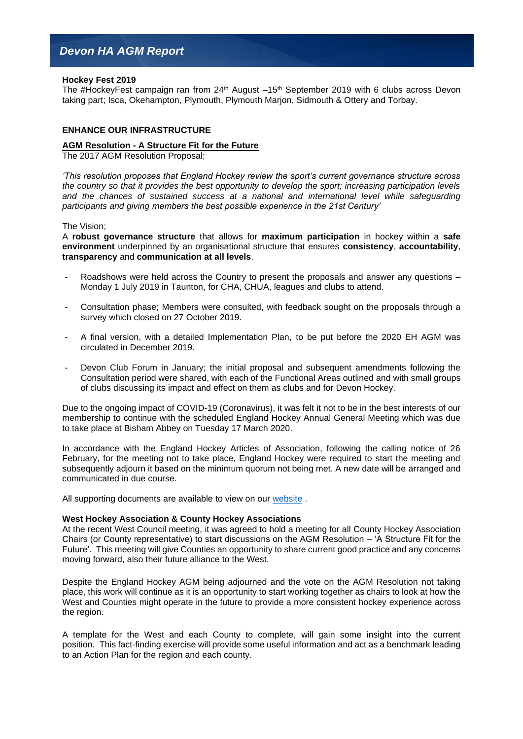**Hockey Fest 2019**

The #HockeyFest campaign ran from 24th August –15th September 2019 with 6 clubs across Devon taking part; Isca, Okehampton, Plymouth, Plymouth Marjon, Sidmouth & Ottery and Torbay.

## ENHANCE OUR INFRASTRUCTURE

**AGM Resolution - A Structure Fit for the Future**

The 2017 AGM Resolution Proposal;

*'This resolution proposes that England Hockey review the sport's current governance structure across the country so that it provides the best opportunity to develop the sport; increasing participation levels and the chances of sustained success at a national and international level while safeguarding participants and giving members the best possible experience in the 21st Century'*

The Vision;

A **robust governance structure** that allows for **maximum participation** in hockey within a **safe environment** underpinned by an organisational structure that ensures **consistency**, **accountability**, **transparency** and **communication at all levels**.

- Roadshows were held across the Country to present the proposals and answer any questions – Monday 1 July 2019 in Taunton, for CHA, CHUA, leagues and clubs to attend.
- Consultation phase; Members were consulted, with feedback sought on the proposals through a survey which closed on 27 October 2019.
- A final version, with a detailed Implementation Plan, to be put before the 2020 EH AGM was circulated in December 2019.
- Devon Club Forum in January; the initial proposal and subsequent amendments following the Consultation period were shared, with each of the Functional Areas outlined and with small groups of clubs discussing its impact and effect on them as clubs and for Devon Hockey.

Due to the ongoing impact of COVID-19 (Coronavirus), it was felt it not to be in the best interests of our membership to continue with the scheduled England Hockey Annual General Meeting which was due to take place at Bisham Abbey on Tuesday 17 March 2020.

In accordance with the England Hockey Articles of Association, following the calling notice of 26 February, for the meeting not to take place, England Hockey were required to start the meeting and subsequently adjourn it based on the minimum quorum not being met. A new date will be arranged and communicated in due course.

All supporting documents are available to view on our website .

**West Hockey Association & County Hockey Associations**

At the recent West Council meeting, it was agreed to hold a meeting for all County Hockey Association Chairs (or County representative) to start discussions on the AGM Resolution – 'A Structure Fit for the Future'. This meeting will give Counties an opportunity to share current good practice and any concerns moving forward, also their future alliance to the West.

Despite the England Hockey AGM being adjourned and the vote on the AGM Resolution not taking place, this work will continue as it is an opportunity to start working together as chairs to look at how the West and Counties might operate in the future to provide a more consistent hockey experience across the region.

A template for the West and each County to complete, will gain some insight into the current position. This fact-finding exercise will provide some useful information and act as a benchmark leading to an Action Plan for the region and each county.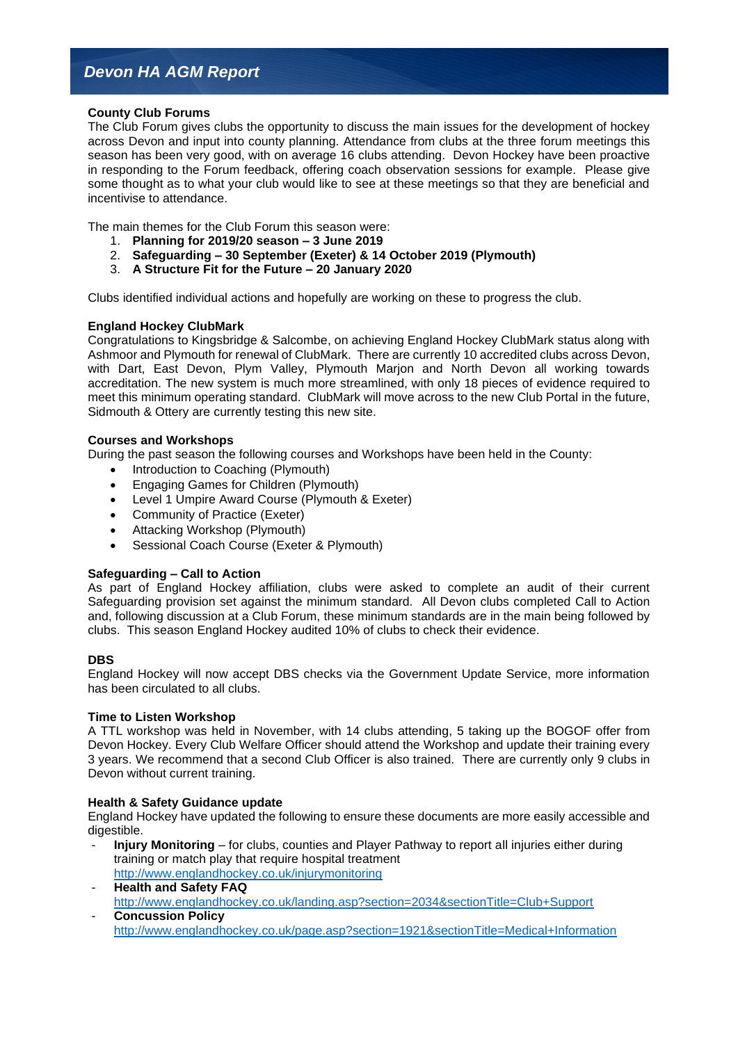## County Club Forums

The Club Forum gives clubs the opportunity to discuss the main issues for the development of hockey across Devon and input into county planning. Attendance from clubs at the three forum meetings this season has been very good, with on average 16 clubs attending. Devon Hockey have been proactive in responding to the Forum feedback, offering coach observation sessions for example. Please give some thought as to what your club would like to see at these meetings so that they are beneficial and incentivise to attendance.

The main themes for the Club Forum this season were:

1. **Planning for 2019/20 season – 3 June 2019**
2. **Safeguarding – 30 September (Exeter) & 14 October 2019 (Plymouth)**
3. **A Structure Fit for the Future – 20 January 2020**

Clubs identified individual actions and hopefully are working on these to progress the club.

## England Hockey ClubMark

Congratulations to Kingsbridge & Salcombe, on achieving England Hockey ClubMark status along with Ashmoor and Plymouth for renewal of ClubMark. There are currently 10 accredited clubs across Devon, with Dart, East Devon, Plym Valley, Plymouth Marjon and North Devon all working towards accreditation. The new system is much more streamlined, with only 18 pieces of evidence required to meet this minimum operating standard. ClubMark will move across to the new Club Portal in the future, Sidmouth & Ottery are currently testing this new site.

## Courses and Workshops

During the past season the following courses and Workshops have been held in the County:

- Introduction to Coaching (Plymouth)
- Engaging Games for Children (Plymouth)
- Level 1 Umpire Award Course (Plymouth & Exeter)
- Community of Practice (Exeter)
- Attacking Workshop (Plymouth)
- Sessional Coach Course (Exeter & Plymouth)

## Safeguarding – Call to Action

As part of England Hockey affiliation, clubs were asked to complete an audit of their current Safeguarding provision set against the minimum standard. All Devon clubs completed Call to Action and, following discussion at a Club Forum, these minimum standards are in the main being followed by clubs. This season England Hockey audited 10% of clubs to check their evidence.

## DBS

England Hockey will now accept DBS checks via the Government Update Service, more information has been circulated to all clubs.

## Time to Listen Workshop

A TTL workshop was held in November, with 14 clubs attending, 5 taking up the BOGOF offer from Devon Hockey. Every Club Welfare Officer should attend the Workshop and update their training every 3 years. We recommend that a second Club Officer is also trained. There are currently only 9 clubs in Devon without current training.

## Health & Safety Guidance update

England Hockey have updated the following to ensure these documents are more easily accessible and digestible.

- **Injury Monitoring** – for clubs, counties and Player Pathway to report all injuries either during training or match play that require hospital treatment
  http://www.englandhockey.co.uk/injurymonitoring
- **Health and Safety FAQ**
  http://www.englandhockey.co.uk/landing.asp?section=2034&sectionTitle=Club+Support
- **Concussion Policy**
  http://www.englandhockey.co.uk/page.asp?section=1921&sectionTitle=Medical+Information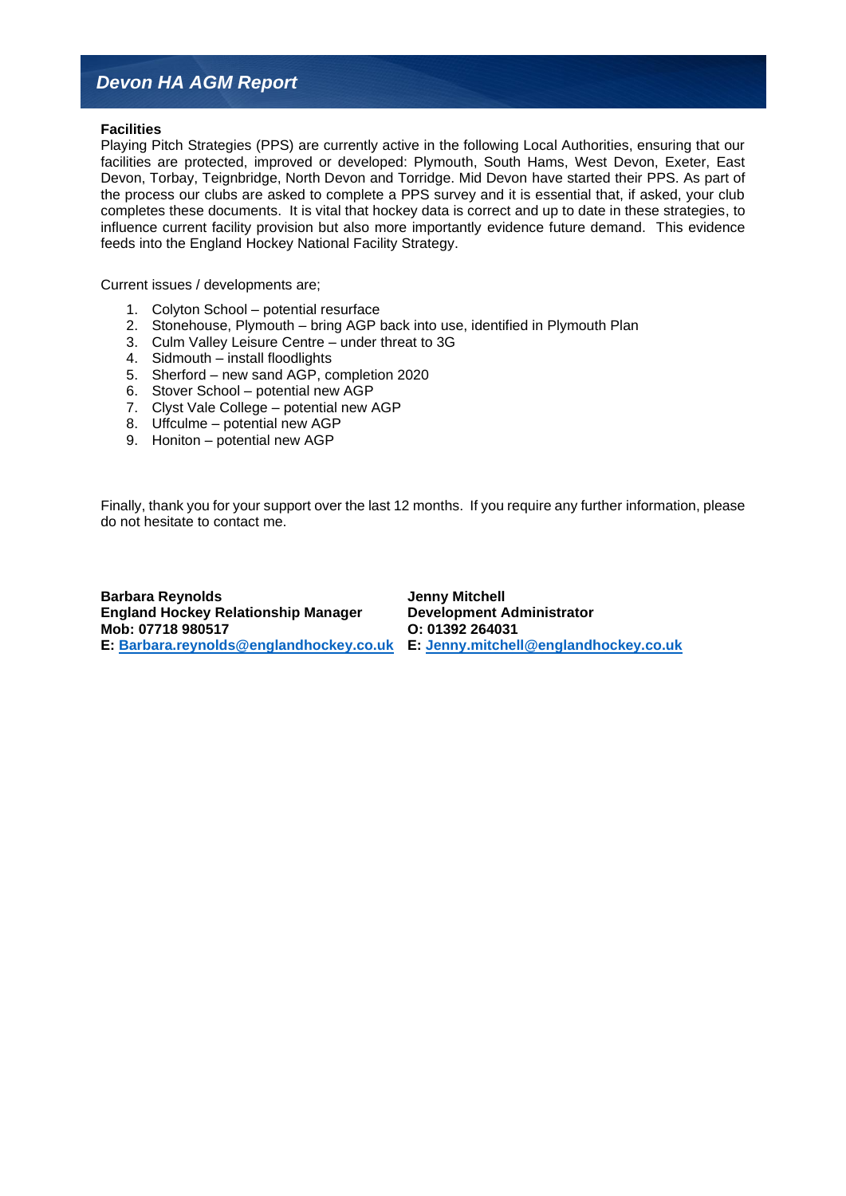## Facilities

Playing Pitch Strategies (PPS) are currently active in the following Local Authorities, ensuring that our facilities are protected, improved or developed: Plymouth, South Hams, West Devon, Exeter, East Devon, Torbay, Teignbridge, North Devon and Torridge. Mid Devon have started their PPS. As part of the process our clubs are asked to complete a PPS survey and it is essential that, if asked, your club completes these documents. It is vital that hockey data is correct and up to date in these strategies, to influence current facility provision but also more importantly evidence future demand. This evidence feeds into the England Hockey National Facility Strategy.

Current issues / developments are;

1. Colyton School – potential resurface
2. Stonehouse, Plymouth – bring AGP back into use, identified in Plymouth Plan
3. Culm Valley Leisure Centre – under threat to 3G
4. Sidmouth – install floodlights
5. Sherford – new sand AGP, completion 2020
6. Stover School – potential new AGP
7. Clyst Vale College – potential new AGP
8. Uffculme – potential new AGP
9. Honiton – potential new AGP

Finally, thank you for your support over the last 12 months. If you require any further information, please do not hesitate to contact me.

**Barbara Reynolds**
**England Hockey Relationship Manager**
**Mob: 07718 980517**
**E: Barbara.reynolds@englandhockey.co.uk**

**Jenny Mitchell**
**Development Administrator**
**O: 01392 264031**
**E: Jenny.mitchell@englandhockey.co.uk**